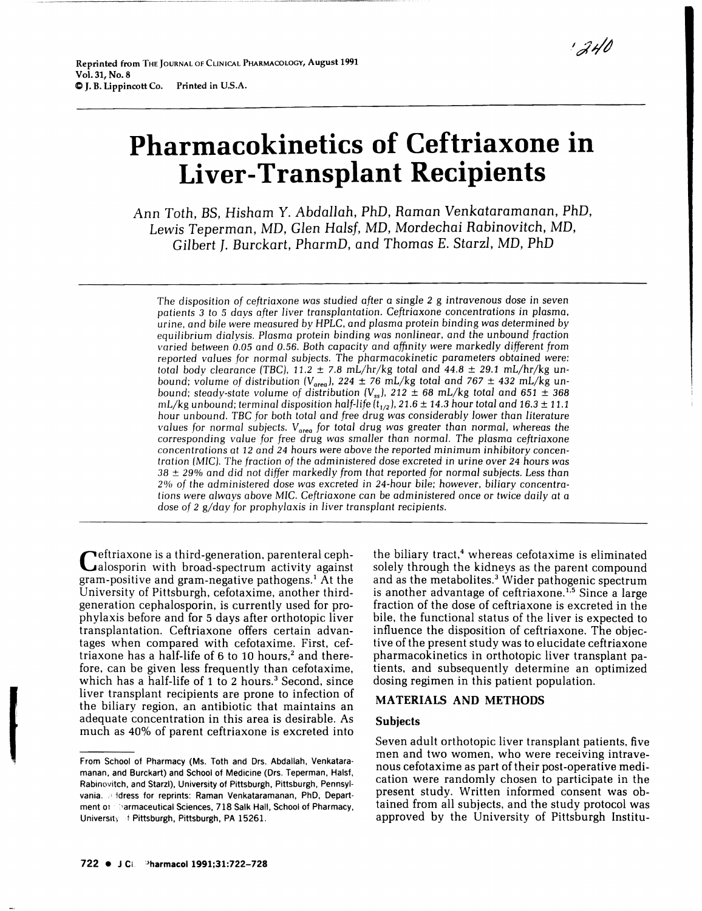Reprinted from THE JOURNAL OF CLINICAL PHARMACOLOGY, August 1991
Vol. 31, No. 8
© J. B. Lippincott Co. Printed in U.S.A.

# Pharmacokinetics of Ceftriaxone in Liver-Transplant Recipients

*Ann Toth, BS, Hisham Y. Abdallah, PhD, Raman Venkataramanan, PhD, Lewis Teperman, MD, Glen Halsf, MD, Mordechai Rabinovitch, MD, Gilbert J. Burckart, PharmD, and Thomas E. Starzl, MD, PhD*

*The disposition of ceftriaxone was studied after a single 2 g intravenous dose in seven patients 3 to 5 days after liver transplantation. Ceftriaxone concentrations in plasma, urine, and bile were measured by HPLC, and plasma protein binding was determined by equilibrium dialysis. Plasma protein binding was nonlinear, and the unbound fraction varied between 0.05 and 0.56. Both capacity and affinity were markedly different from reported values for normal subjects. The pharmacokinetic parameters obtained were: total body clearance (TBC), 11.2 ± 7.8 mL/hr/kg total and 44.8 ± 29.1 mL/hr/kg unbound; volume of distribution ($V_{area}$), 224 ± 76 mL/kg total and 767 ± 432 mL/kg unbound; steady-state volume of distribution ($V_{ss}$), 212 ± 68 mL/kg total and 651 ± 368 mL/kg unbound; terminal disposition half-life ($t_{1/2}$), 21.6 ± 14.3 hour total and 16.3 ± 11.1 hour unbound. TBC for both total and free drug was considerably lower than literature values for normal subjects. $V_{area}$ for total drug was greater than normal, whereas the corresponding value for free drug was smaller than normal. The plasma ceftriaxone concentrations at 12 and 24 hours were above the reported minimum inhibitory concentration (MIC). The fraction of the administered dose excreted in urine over 24 hours was 38 ± 29% and did not differ markedly from that reported for normal subjects. Less than 2% of the administered dose was excreted in 24-hour bile; however, biliary concentrations were always above MIC. Ceftriaxone can be administered once or twice daily at a dose of 2 g/day for prophylaxis in liver transplant recipients.*

Ceftriaxone is a third-generation, parenteral cephalosporin with broad-spectrum activity against gram-positive and gram-negative pathogens.[1] At the University of Pittsburgh, cefotaxime, another third-generation cephalosporin, is currently used for prophylaxis before and for 5 days after orthotopic liver transplantation. Ceftriaxone offers certain advantages when compared with cefotaxime. First, ceftriaxone has a half-life of 6 to 10 hours,[2] and therefore, can be given less frequently than cefotaxime, which has a half-life of 1 to 2 hours.[3] Second, since liver transplant recipients are prone to infection of the biliary region, an antibiotic that maintains an adequate concentration in this area is desirable. As much as 40% of parent ceftriaxone is excreted into the biliary tract,[4] whereas cefotaxime is eliminated solely through the kidneys as the parent compound and as the metabolites.[3] Wider pathogenic spectrum is another advantage of ceftriaxone.[1,5] Since a large fraction of the dose of ceftriaxone is excreted in the bile, the functional status of the liver is expected to influence the disposition of ceftriaxone. The objective of the present study was to elucidate ceftriaxone pharmacokinetics in orthotopic liver transplant patients, and subsequently determine an optimized dosing regimen in this patient population.

## MATERIALS AND METHODS

### Subjects

Seven adult orthotopic liver transplant patients, five men and two women, who were receiving intravenous cefotaxime as part of their post-operative medication were randomly chosen to participate in the present study. Written informed consent was obtained from all subjects, and the study protocol was approved by the University of Pittsburgh Institu-

From School of Pharmacy (Ms. Toth and Drs. Abdallah, Venkataramanan, and Burckart) and School of Medicine (Drs. Teperman, Halsf, Rabinovitch, and Starzl), University of Pittsburgh, Pittsburgh, Pennsylvania. Address for reprints: Raman Venkataramanan, PhD, Department of Pharmaceutical Sciences, 718 Salk Hall, School of Pharmacy, University of Pittsburgh, Pittsburgh, PA 15261.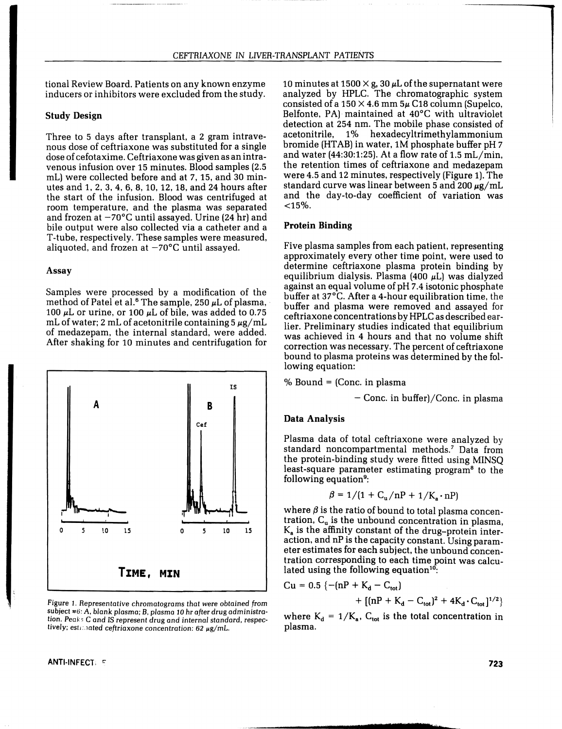tional Review Board. Patients on any known enzyme inducers or inhibitors were excluded from the study.

### Study Design

Three to 5 days after transplant, a 2 gram intravenous dose of ceftriaxone was substituted for a single dose of cefotaxime. Ceftriaxone was given as an intravenous infusion over 15 minutes. Blood samples (2.5 mL) were collected before and at 7, 15, and 30 minutes and 1, 2, 3, 4, 6, 8, 10, 12, 18, and 24 hours after the start of the infusion. Blood was centrifuged at room temperature, and the plasma was separated and frozen at −70°C until assayed. Urine (24 hr) and bile output were also collected via a catheter and a T-tube, respectively. These samples were measured, aliquoted, and frozen at −70°C until assayed.

### Assay

Samples were processed by a modification of the method of Patel et al.[6] The sample, 250 μL of plasma, 100 μL or urine, or 100 μL of bile, was added to 0.75 mL of water; 2 mL of acetonitrile containing 5 μg/mL of medazepam, the internal standard, were added. After shaking for 10 minutes and centrifugation for 10 minutes at 1500 × g, 30 μL of the supernatant were analyzed by HPLC. The chromatographic system consisted of a 150 × 4.6 mm 5μ C18 column (Supelco, Belfonte, PA) maintained at 40°C with ultraviolet detection at 254 nm. The mobile phase consisted of acetonitrile, 1% hexadecyltrimethylammonium bromide (HTAB) in water, 1M phosphate buffer pH 7 and water (44:30:1:25). At a flow rate of 1.5 mL/min, the retention times of ceftriaxone and medazepam were 4.5 and 12 minutes, respectively (Figure 1). The standard curve was linear between 5 and 200 μg/mL and the day-to-day coefficient of variation was <15%.

Figure 1. Representative chromatograms that were obtained from subject #6: A, blank plasma; B, plasma 10 hr after drug administration. Peaks C and IS represent drug and internal standard, respectively; estimated ceftriaxone concentration: 62 μg/mL.

### Protein Binding

Five plasma samples from each patient, representing approximately every other time point, were used to determine ceftriaxone plasma protein binding by equilibrium dialysis. Plasma (400 μL) was dialyzed against an equal volume of pH 7.4 isotonic phosphate buffer at 37°C. After a 4-hour equilibration time, the buffer and plasma were removed and assayed for ceftriaxone concentrations by HPLC as described earlier. Preliminary studies indicated that equilibrium was achieved in 4 hours and that no volume shift correction was necessary. The percent of ceftriaxone bound to plasma proteins was determined by the following equation:

% Bound = (Conc. in plasma − Conc. in buffer)/Conc. in plasma

### Data Analysis

Plasma data of total ceftriaxone were analyzed by standard noncompartmental methods.[7] Data from the protein-binding study were fitted using MINSQ least-square parameter estimating program[8] to the following equation[9]:

$$\beta = 1/(1 + C_u/nP + 1/K_a \cdot nP)$$

where $\beta$ is the ratio of bound to total plasma concentration, $C_u$ is the unbound concentration in plasma, $K_a$ is the affinity constant of the drug-protein interaction, and nP is the capacity constant. Using parameter estimates for each subject, the unbound concentration corresponding to each time point was calculated using the following equation[10]:

$$Cu = 0.5\{-(nP + K_d - C_{tot}) + [(nP + K_d - C_{tot})^2 + 4K_d \cdot C_{tot}]^{1/2}\}$$

where $K_d = 1/K_a$, $C_{tot}$ is the total concentration in plasma.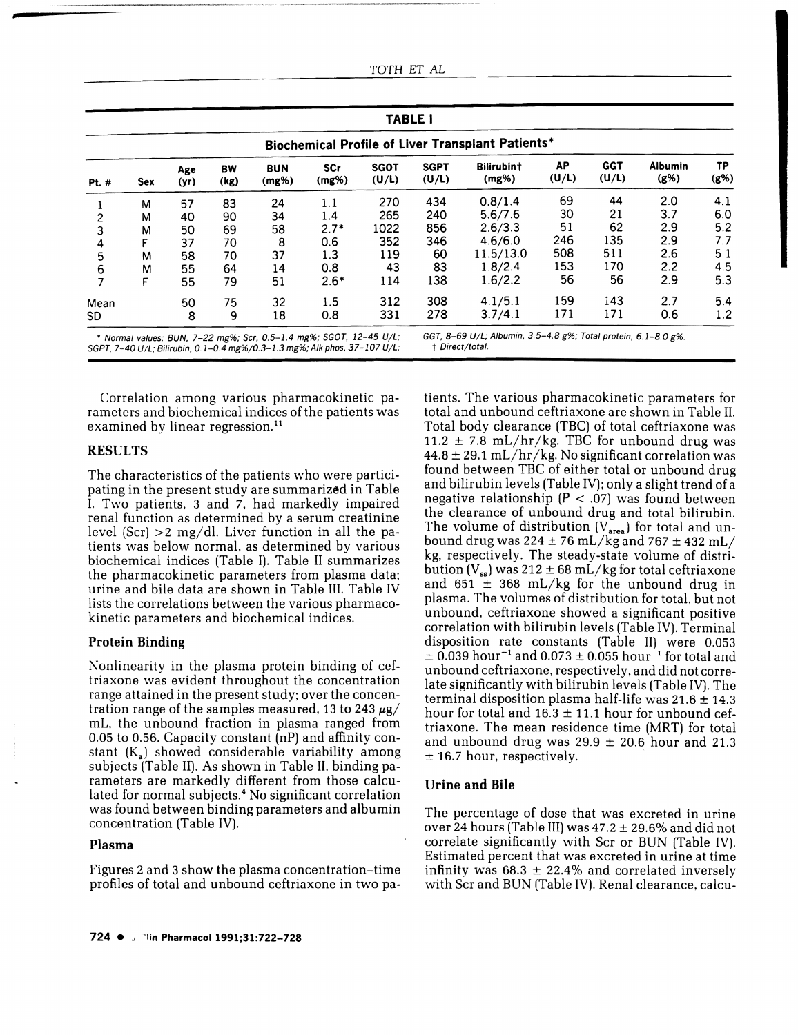**TABLE I**

**Biochemical Profile of Liver Transplant Patients***

| Pt. # | Sex | Age (yr) | BW (kg) | BUN (mg%) | SCr (mg%) | SGOT (U/L) | SGPT (U/L) | Bilirubin† (mg%) | AP (U/L) | GGT (U/L) | Albumin (g%) | TP (g%) |
|---|---|---|---|---|---|---|---|---|---|---|---|---|
| 1 | M | 57 | 83 | 24 | 1.1 | 270 | 434 | 0.8/1.4 | 69 | 44 | 2.0 | 4.1 |
| 2 | M | 40 | 90 | 34 | 1.4 | 265 | 240 | 5.6/7.6 | 30 | 21 | 3.7 | 6.0 |
| 3 | M | 50 | 69 | 58 | 2.7* | 1022 | 856 | 2.6/3.3 | 51 | 62 | 2.9 | 5.2 |
| 4 | F | 37 | 70 | 8 | 0.6 | 352 | 346 | 4.6/6.0 | 246 | 135 | 2.9 | 7.7 |
| 5 | M | 58 | 70 | 37 | 1.3 | 119 | 60 | 11.5/13.0 | 508 | 511 | 2.6 | 5.1 |
| 6 | M | 55 | 64 | 14 | 0.8 | 43 | 83 | 1.8/2.4 | 153 | 170 | 2.2 | 4.5 |
| 7 | F | 55 | 79 | 51 | 2.6* | 114 | 138 | 1.6/2.2 | 56 | 56 | 2.9 | 5.3 |
| Mean | | 50 | 75 | 32 | 1.5 | 312 | 308 | 4.1/5.1 | 159 | 143 | 2.7 | 5.4 |
| SD | | 8 | 9 | 18 | 0.8 | 331 | 278 | 3.7/4.1 | 171 | 171 | 0.6 | 1.2 |

\* *Normal values: BUN, 7–22 mg%; Scr, 0.5–1.4 mg%; SGOT, 12–45 U/L; SGPT, 7–40 U/L; Bilirubin, 0.1–0.4 mg%/0.3–1.3 mg%; Alk phos, 37–107 U/L; GGT, 8–69 U/L; Albumin, 3.5–4.8 g%; Total protein, 6.1–8.0 g%.*
† *Direct/total.*

Correlation among various pharmacokinetic parameters and biochemical indices of the patients was examined by linear regression.[11]

## RESULTS

The characteristics of the patients who were participating in the present study are summarized in Table I. Two patients, 3 and 7, had markedly impaired renal function as determined by a serum creatinine level (Scr) >2 mg/dl. Liver function in all the patients was below normal, as determined by various biochemical indices (Table I). Table II summarizes the pharmacokinetic parameters from plasma data; urine and bile data are shown in Table III. Table IV lists the correlations between the various pharmacokinetic parameters and biochemical indices.

### Protein Binding

Nonlinearity in the plasma protein binding of ceftriaxone was evident throughout the concentration range attained in the present study; over the concentration range of the samples measured, 13 to 243 $\mu$g/mL, the unbound fraction in plasma ranged from 0.05 to 0.56. Capacity constant (nP) and affinity constant ($K_a$) showed considerable variability among subjects (Table II). As shown in Table II, binding parameters are markedly different from those calculated for normal subjects.[4] No significant correlation was found between binding parameters and albumin concentration (Table IV).

### Plasma

Figures 2 and 3 show the plasma concentration–time profiles of total and unbound ceftriaxone in two patients. The various pharmacokinetic parameters for total and unbound ceftriaxone are shown in Table II. Total body clearance (TBC) of total ceftriaxone was 11.2 ± 7.8 mL/hr/kg. TBC for unbound drug was 44.8 ± 29.1 mL/hr/kg. No significant correlation was found between TBC of either total or unbound drug and bilirubin levels (Table IV); only a slight trend of a negative relationship ($P < .07$) was found between the clearance of unbound drug and total bilirubin. The volume of distribution ($V_{area}$) for total and unbound drug was 224 ± 76 mL/kg and 767 ± 432 mL/kg, respectively. The steady-state volume of distribution ($V_{ss}$) was 212 ± 68 mL/kg for total ceftriaxone and 651 ± 368 mL/kg for the unbound drug in plasma. The volumes of distribution for total, but not unbound, ceftriaxone showed a significant positive correlation with bilirubin levels (Table IV). Terminal disposition rate constants (Table II) were 0.053 ± 0.039 hour$^{-1}$ and 0.073 ± 0.055 hour$^{-1}$ for total and unbound ceftriaxone, respectively, and did not correlate significantly with bilirubin levels (Table IV). The terminal disposition plasma half-life was 21.6 ± 14.3 hour for total and 16.3 ± 11.1 hour for unbound ceftriaxone. The mean residence time (MRT) for total and unbound drug was 29.9 ± 20.6 hour and 21.3 ± 16.7 hour, respectively.

### Urine and Bile

The percentage of dose that was excreted in urine over 24 hours (Table III) was 47.2 ± 29.6% and did not correlate significantly with Scr or BUN (Table IV). Estimated percent that was excreted in urine at time infinity was 68.3 ± 22.4% and correlated inversely with Scr and BUN (Table IV). Renal clearance, calcu-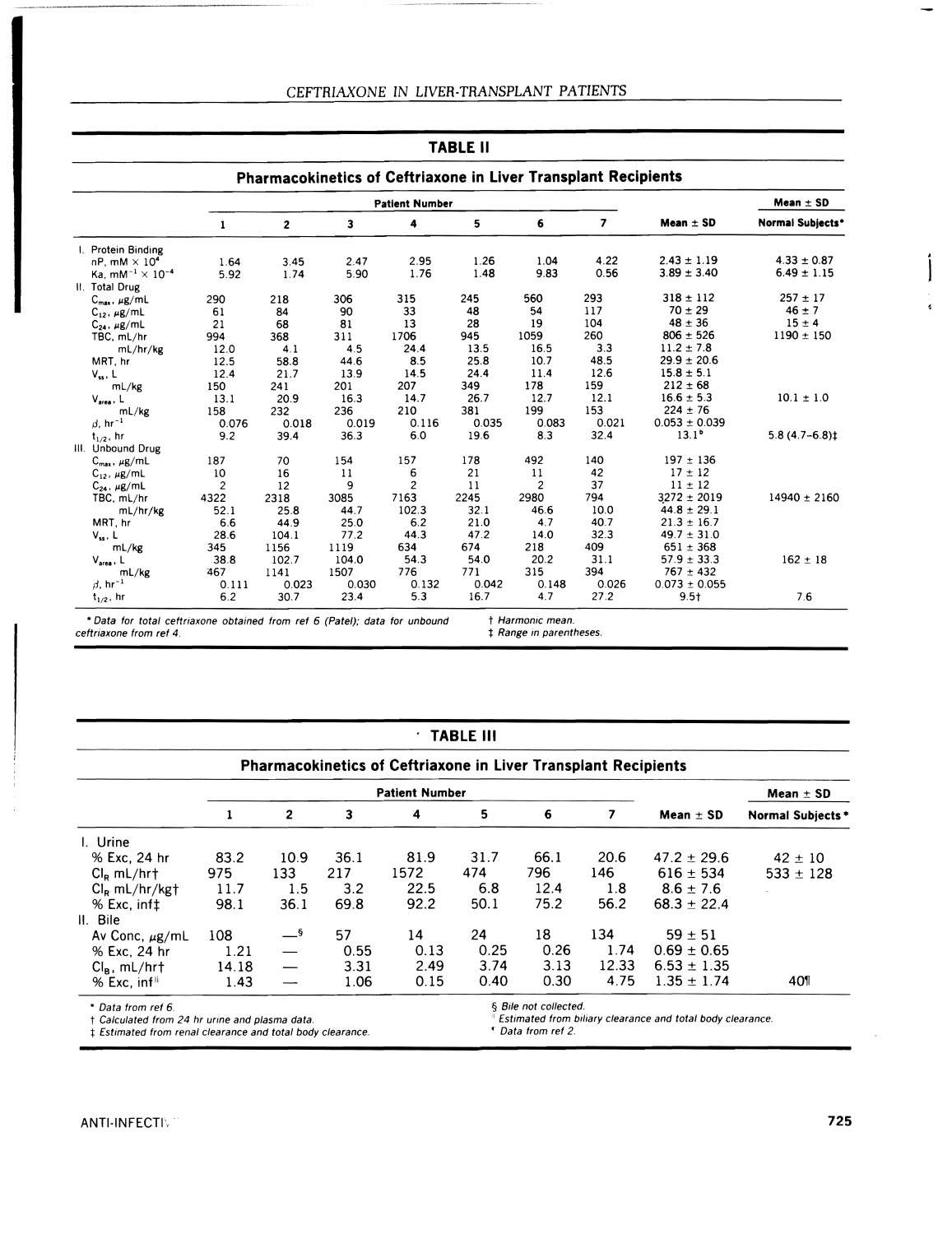## TABLE II

### Pharmacokinetics of Ceftriaxone in Liver Transplant Recipients

| | Patient Number | | | | | | | | Mean ± SD |
|---|---|---|---|---|---|---|---|---|---|
| | 1 | 2 | 3 | 4 | 5 | 6 | 7 | Mean ± SD | Normal Subjects* |
| I. Protein Binding | | | | | | | | | |
| nP, mM × $10^4$ | 1.64 | 3.45 | 2.47 | 2.95 | 1.26 | 1.04 | 4.22 | 2.43 ± 1.19 | 4.33 ± 0.87 |
| Ka, $mM^{-1}$ × $10^{-4}$ | 5.92 | 1.74 | 5.90 | 1.76 | 1.48 | 9.83 | 0.56 | 3.89 ± 3.40 | 6.49 ± 1.15 |
| II. Total Drug | | | | | | | | | |
| $C_{max}$, μg/mL | 290 | 218 | 306 | 315 | 245 | 560 | 293 | 318 ± 112 | 257 ± 17 |
| $C_{12}$, μg/mL | 61 | 84 | 90 | 33 | 48 | 54 | 117 | 70 ± 29 | 46 ± 7 |
| $C_{24}$, μg/mL | 21 | 68 | 81 | 13 | 28 | 19 | 104 | 48 ± 36 | 15 ± 4 |
| TBC, mL/hr | 994 | 368 | 311 | 1706 | 945 | 1059 | 260 | 806 ± 526 | 1190 ± 150 |
| mL/hr/kg | 12.0 | 4.1 | 4.5 | 24.4 | 13.5 | 16.5 | 3.3 | 11.2 ± 7.8 | |
| MRT, hr | 12.5 | 58.8 | 44.6 | 8.5 | 25.8 | 10.7 | 48.5 | 29.9 ± 20.6 | |
| $V_{ss}$, L | 12.4 | 21.7 | 13.9 | 14.5 | 24.4 | 11.4 | 12.6 | 15.8 ± 5.1 | |
| mL/kg | 150 | 241 | 201 | 207 | 349 | 178 | 159 | 212 ± 68 | |
| $V_{area}$, L | 13.1 | 20.9 | 16.3 | 14.7 | 26.7 | 12.7 | 12.1 | 16.6 ± 5.3 | 10.1 ± 1.0 |
| mL/kg | 158 | 232 | 236 | 210 | 381 | 199 | 153 | 224 ± 76 | |
| β, $hr^{-1}$ | 0.076 | 0.018 | 0.019 | 0.116 | 0.035 | 0.083 | 0.021 | 0.053 ± 0.039 | |
| $t_{1/2}$, hr | 9.2 | 39.4 | 36.3 | 6.0 | 19.6 | 8.3 | 32.4 | 13.1[b] | 5.8 (4.7–6.8)‡ |
| III. Unbound Drug | | | | | | | | | |
| $C_{max}$, μg/mL | 187 | 70 | 154 | 157 | 178 | 492 | 140 | 197 ± 136 | |
| $C_{12}$, μg/mL | 10 | 16 | 11 | 6 | 21 | 11 | 42 | 17 ± 12 | |
| $C_{24}$, μg/mL | 2 | 12 | 9 | 2 | 11 | 2 | 37 | 11 ± 12 | |
| TBC, mL/hr | 4322 | 2318 | 3085 | 7163 | 2245 | 2980 | 794 | 3272 ± 2019 | 14940 ± 2160 |
| mL/hr/kg | 52.1 | 25.8 | 44.7 | 102.3 | 32.1 | 46.6 | 10.0 | 44.8 ± 29.1 | |
| MRT, hr | 6.6 | 44.9 | 25.0 | 6.2 | 21.0 | 4.7 | 40.7 | 21.3 ± 16.7 | |
| $V_{ss}$, L | 28.6 | 104.1 | 77.2 | 44.3 | 47.2 | 14.0 | 32.3 | 49.7 ± 31.0 | |
| mL/kg | 345 | 1156 | 1119 | 634 | 674 | 218 | 409 | 651 ± 368 | |
| $V_{area}$, L | 38.8 | 102.7 | 104.0 | 54.3 | 54.0 | 20.2 | 31.1 | 57.9 ± 33.3 | 162 ± 18 |
| mL/kg | 467 | 1141 | 1507 | 776 | 771 | 315 | 394 | 767 ± 432 | |
| β, $hr^{-1}$ | 0.111 | 0.023 | 0.030 | 0.132 | 0.042 | 0.148 | 0.026 | 0.073 ± 0.055 | |
| $t_{1/2}$, hr | 6.2 | 30.7 | 23.4 | 5.3 | 16.7 | 4.7 | 27.2 | 9.5† | 7.6 |

*Data for total ceftriaxone obtained from ref 6 (Patel); data for unbound ceftriaxone from ref 4.
† Harmonic mean.
‡ Range in parentheses.

## TABLE III

### Pharmacokinetics of Ceftriaxone in Liver Transplant Recipients

| | Patient Number | | | | | | | | Mean ± SD |
|---|---|---|---|---|---|---|---|---|---|
| | 1 | 2 | 3 | 4 | 5 | 6 | 7 | Mean ± SD | Normal Subjects* |
| I. Urine | | | | | | | | | |
| % Exc, 24 hr | 83.2 | 10.9 | 36.1 | 81.9 | 31.7 | 66.1 | 20.6 | 47.2 ± 29.6 | 42 ± 10 |
| $Cl_R$ mL/hr† | 975 | 133 | 217 | 1572 | 474 | 796 | 146 | 616 ± 534 | 533 ± 128 |
| $Cl_R$ mL/hr/kg† | 11.7 | 1.5 | 3.2 | 22.5 | 6.8 | 12.4 | 1.8 | 8.6 ± 7.6 | |
| % Exc, inf‡ | 98.1 | 36.1 | 69.8 | 92.2 | 50.1 | 75.2 | 56.2 | 68.3 ± 22.4 | |
| II. Bile | | | | | | | | | |
| Av Conc, μg/mL | 108 | —§ | 57 | 14 | 24 | 18 | 134 | 59 ± 51 | |
| % Exc, 24 hr | 1.21 | — | 0.55 | 0.13 | 0.25 | 0.26 | 1.74 | 0.69 ± 0.65 | |
| $Cl_B$, mL/hr† | 14.18 | — | 3.31 | 2.49 | 3.74 | 3.13 | 12.33 | 6.53 ± 1.35 | |
| % Exc, inf‖ | 1.43 | — | 1.06 | 0.15 | 0.40 | 0.30 | 4.75 | 1.35 ± 1.74 | 40¶ |

* Data from ref 6.
† Calculated from 24 hr urine and plasma data.
‡ Estimated from renal clearance and total body clearance.
§ Bile not collected.
‖ Estimated from biliary clearance and total body clearance.
¶ Data from ref 2.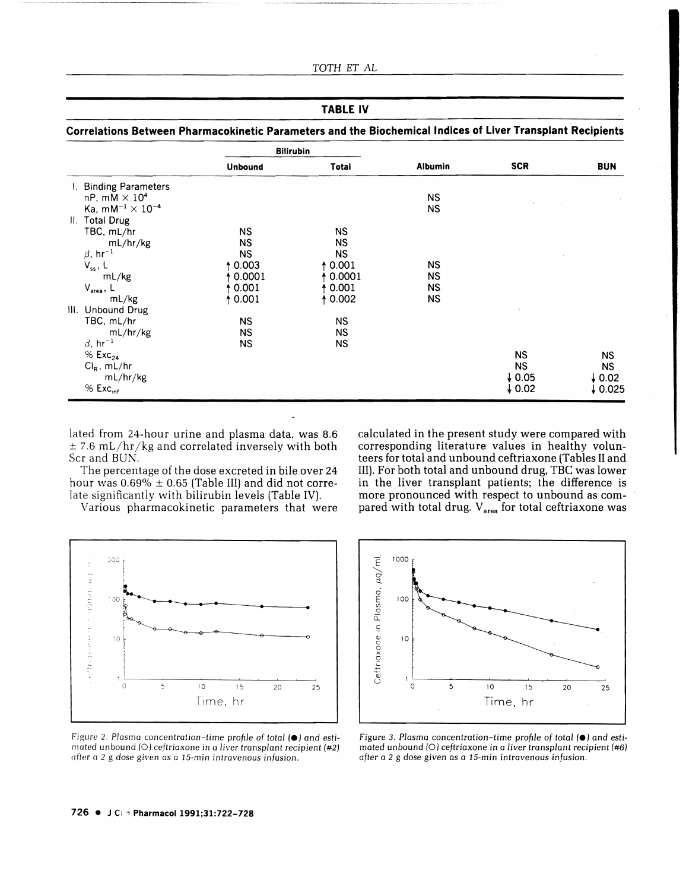**TABLE IV**

**Correlations Between Pharmacokinetic Parameters and the Biochemical Indices of Liver Transplant Recipients**

| | Bilirubin | | Albumin | SCR | BUN |
|---|---|---|---|---|---|
| | Unbound | Total | | | |
| I. Binding Parameters | | | | | |
| nP, mM × $10^4$ | | | NS | | |
| Ka, $mM^{-1}$ × $10^{-4}$ | | | NS | | |
| II. Total Drug | | | | | |
| TBC, mL/hr | NS | NS | | | |
| mL/hr/kg | NS | NS | | | |
| $\beta$, $hr^{-1}$ | NS | NS | | | |
| $V_{ss}$, L | ↑ 0.003 | ↑ 0.001 | NS | | |
| mL/kg | ↑ 0.0001 | ↑ 0.0001 | NS | | |
| $V_{area}$, L | ↑ 0.001 | ↑ 0.001 | NS | | |
| mL/kg | ↑ 0.001 | ↑ 0.002 | NS | | |
| III. Unbound Drug | | | | | |
| TBC, mL/hr | NS | NS | | | |
| mL/hr/kg | NS | NS | | | |
| $\beta$, $hr^{-1}$ | NS | NS | | | |
| % $Exc_{24}$ | | | | NS | NS |
| $Cl_R$, mL/hr | | | | NS | NS |
| mL/hr/kg | | | | ↓ 0.05 | ↓ 0.02 |
| % $Exc_{inf}$ | | | | ↓ 0.02 | ↓ 0.025 |

lated from 24-hour urine and plasma data, was 8.6 ± 7.6 mL/hr/kg and correlated inversely with both Scr and BUN.

The percentage of the dose excreted in bile over 24 hour was 0.69% ± 0.65 (Table III) and did not correlate significantly with bilirubin levels (Table IV).

Various pharmacokinetic parameters that were calculated in the present study were compared with corresponding literature values in healthy volunteers for total and unbound ceftriaxone (Tables II and III). For both total and unbound drug, TBC was lower in the liver transplant patients; the difference is more pronounced with respect to unbound as compared with total drug. $V_{area}$ for total ceftriaxone was

*Figure 2. Plasma concentration–time profile of total (●) and estimated unbound (O) ceftriaxone in a liver transplant recipient (#2) after a 2 g dose given as a 15-min intravenous infusion.*

*Figure 3. Plasma concentration–time profile of total (●) and estimated unbound (O) ceftriaxone in a liver transplant recipient (#6) after a 2 g dose given as a 15-min intravenous infusion.*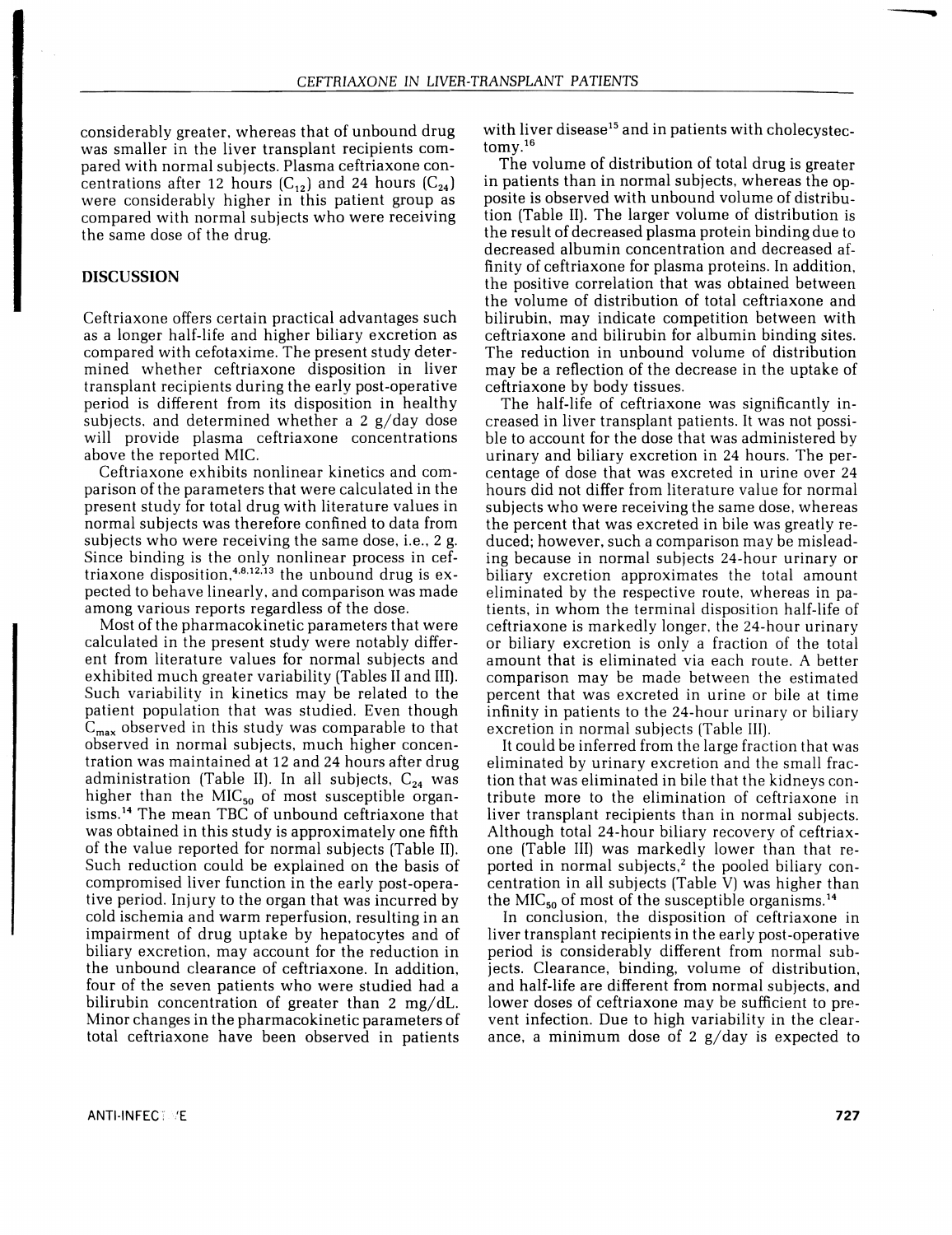considerably greater, whereas that of unbound drug was smaller in the liver transplant recipients compared with normal subjects. Plasma ceftriaxone concentrations after 12 hours ($C_{12}$) and 24 hours ($C_{24}$) were considerably higher in this patient group as compared with normal subjects who were receiving the same dose of the drug.

## DISCUSSION

Ceftriaxone offers certain practical advantages such as a longer half-life and higher biliary excretion as compared with cefotaxime. The present study determined whether ceftriaxone disposition in liver transplant recipients during the early post-operative period is different from its disposition in healthy subjects, and determined whether a 2 g/day dose will provide plasma ceftriaxone concentrations above the reported MIC.

Ceftriaxone exhibits nonlinear kinetics and comparison of the parameters that were calculated in the present study for total drug with literature values in normal subjects was therefore confined to data from subjects who were receiving the same dose, i.e., 2 g. Since binding is the only nonlinear process in ceftriaxone disposition,[4,8,12,13] the unbound drug is expected to behave linearly, and comparison was made among various reports regardless of the dose.

Most of the pharmacokinetic parameters that were calculated in the present study were notably different from literature values for normal subjects and exhibited much greater variability (Tables II and III). Such variability in kinetics may be related to the patient population that was studied. Even though $C_{max}$ observed in this study was comparable to that observed in normal subjects, much higher concentration was maintained at 12 and 24 hours after drug administration (Table II). In all subjects, $C_{24}$ was higher than the $MIC_{50}$ of most susceptible organisms.[14] The mean TBC of unbound ceftriaxone that was obtained in this study is approximately one fifth of the value reported for normal subjects (Table II). Such reduction could be explained on the basis of compromised liver function in the early post-operative period. Injury to the organ that was incurred by cold ischemia and warm reperfusion, resulting in an impairment of drug uptake by hepatocytes and of biliary excretion, may account for the reduction in the unbound clearance of ceftriaxone. In addition, four of the seven patients who were studied had a bilirubin concentration of greater than 2 mg/dL. Minor changes in the pharmacokinetic parameters of total ceftriaxone have been observed in patients with liver disease[15] and in patients with cholecystectomy.[16]

The volume of distribution of total drug is greater in patients than in normal subjects, whereas the opposite is observed with unbound volume of distribution (Table II). The larger volume of distribution is the result of decreased plasma protein binding due to decreased albumin concentration and decreased affinity of ceftriaxone for plasma proteins. In addition, the positive correlation that was obtained between the volume of distribution of total ceftriaxone and bilirubin, may indicate competition between with ceftriaxone and bilirubin for albumin binding sites. The reduction in unbound volume of distribution may be a reflection of the decrease in the uptake of ceftriaxone by body tissues.

The half-life of ceftriaxone was significantly increased in liver transplant patients. It was not possible to account for the dose that was administered by urinary and biliary excretion in 24 hours. The percentage of dose that was excreted in urine over 24 hours did not differ from literature value for normal subjects who were receiving the same dose, whereas the percent that was excreted in bile was greatly reduced; however, such a comparison may be misleading because in normal subjects 24-hour urinary or biliary excretion approximates the total amount eliminated by the respective route, whereas in patients, in whom the terminal disposition half-life of ceftriaxone is markedly longer, the 24-hour urinary or biliary excretion is only a fraction of the total amount that is eliminated via each route. A better comparison may be made between the estimated percent that was excreted in urine or bile at time infinity in patients to the 24-hour urinary or biliary excretion in normal subjects (Table III).

It could be inferred from the large fraction that was eliminated by urinary excretion and the small fraction that was eliminated in bile that the kidneys contribute more to the elimination of ceftriaxone in liver transplant recipients than in normal subjects. Although total 24-hour biliary recovery of ceftriaxone (Table III) was markedly lower than that reported in normal subjects,[2] the pooled biliary concentration in all subjects (Table V) was higher than the $MIC_{50}$ of most of the susceptible organisms.[14]

In conclusion, the disposition of ceftriaxone in liver transplant recipients in the early post-operative period is considerably different from normal subjects. Clearance, binding, volume of distribution, and half-life are different from normal subjects, and lower doses of ceftriaxone may be sufficient to prevent infection. Due to high variability in the clearance, a minimum dose of 2 g/day is expected to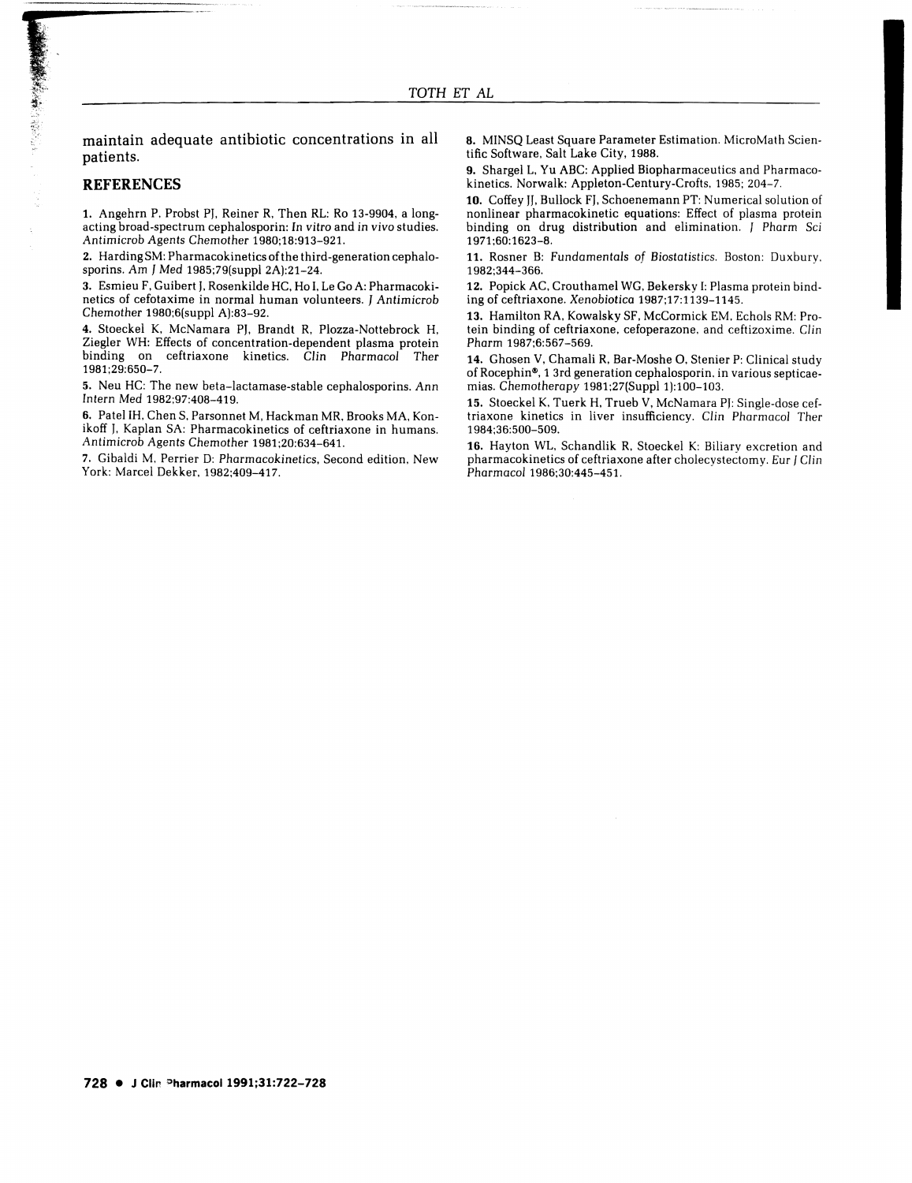maintain adequate antibiotic concentrations in all patients.

## REFERENCES

1. Angehrn P, Probst PJ, Reiner R, Then RL: Ro 13-9904, a long-acting broad-spectrum cephalosporin: *In vitro* and *in vivo* studies. *Antimicrob Agents Chemother* 1980;18:913–921.

2. Harding SM: Pharmacokinetics of the third-generation cephalosporins. *Am J Med* 1985;79(suppl 2A):21–24.

3. Esmieu F, Guibert J, Rosenkilde HC, Ho I, Le Go A: Pharmacokinetics of cefotaxime in normal human volunteers. *J Antimicrob Chemother* 1980;6(suppl A):83–92.

4. Stoeckel K, McNamara PJ, Brandt R, Plozza-Nottebrock H, Ziegler WH: Effects of concentration-dependent plasma protein binding on ceftriaxone kinetics. *Clin Pharmacol Ther* 1981;29:650–7.

5. Neu HC: The new beta-lactamase-stable cephalosporins. *Ann Intern Med* 1982;97:408–419.

6. Patel IH, Chen S, Parsonnet M, Hackman MR, Brooks MA, Konikoff J, Kaplan SA: Pharmacokinetics of ceftriaxone in humans. *Antimicrob Agents Chemother* 1981;20:634–641.

7. Gibaldi M, Perrier D: *Pharmacokinetics*, Second edition, New York: Marcel Dekker, 1982;409–417.

8. MINSQ Least Square Parameter Estimation. MicroMath Scientific Software, Salt Lake City, 1988.

9. Shargel L, Yu ABC: Applied Biopharmaceutics and Pharmacokinetics. Norwalk: Appleton-Century-Crofts, 1985; 204–7.

10. Coffey JJ, Bullock FJ, Schoenemann PT: Numerical solution of nonlinear pharmacokinetic equations: Effect of plasma protein binding on drug distribution and elimination. *J Pharm Sci* 1971;60:1623–8.

11. Rosner B: *Fundamentals of Biostatistics*. Boston: Duxbury, 1982;344–366.

12. Popick AC, Crouthamel WG, Bekersky I: Plasma protein binding of ceftriaxone. *Xenobiotica* 1987;17:1139–1145.

13. Hamilton RA, Kowalsky SF, McCormick EM, Echols RM: Protein binding of ceftriaxone, cefoperazone, and ceftizoxime. *Clin Pharm* 1987;6:567–569.

14. Ghosen V, Chamali R, Bar-Moshe O, Stenier P: Clinical study of Rocephin®, 1 3rd generation cephalosporin, in various septicaemias. *Chemotherapy* 1981;27(Suppl 1):100–103.

15. Stoeckel K, Tuerk H, Trueb V, McNamara PJ: Single-dose ceftriaxone kinetics in liver insufficiency. *Clin Pharmacol Ther* 1984;36:500–509.

16. Hayton WL, Schandlik R, Stoeckel K: Biliary excretion and pharmacokinetics of ceftriaxone after cholecystectomy. *Eur J Clin Pharmacol* 1986;30:445–451.